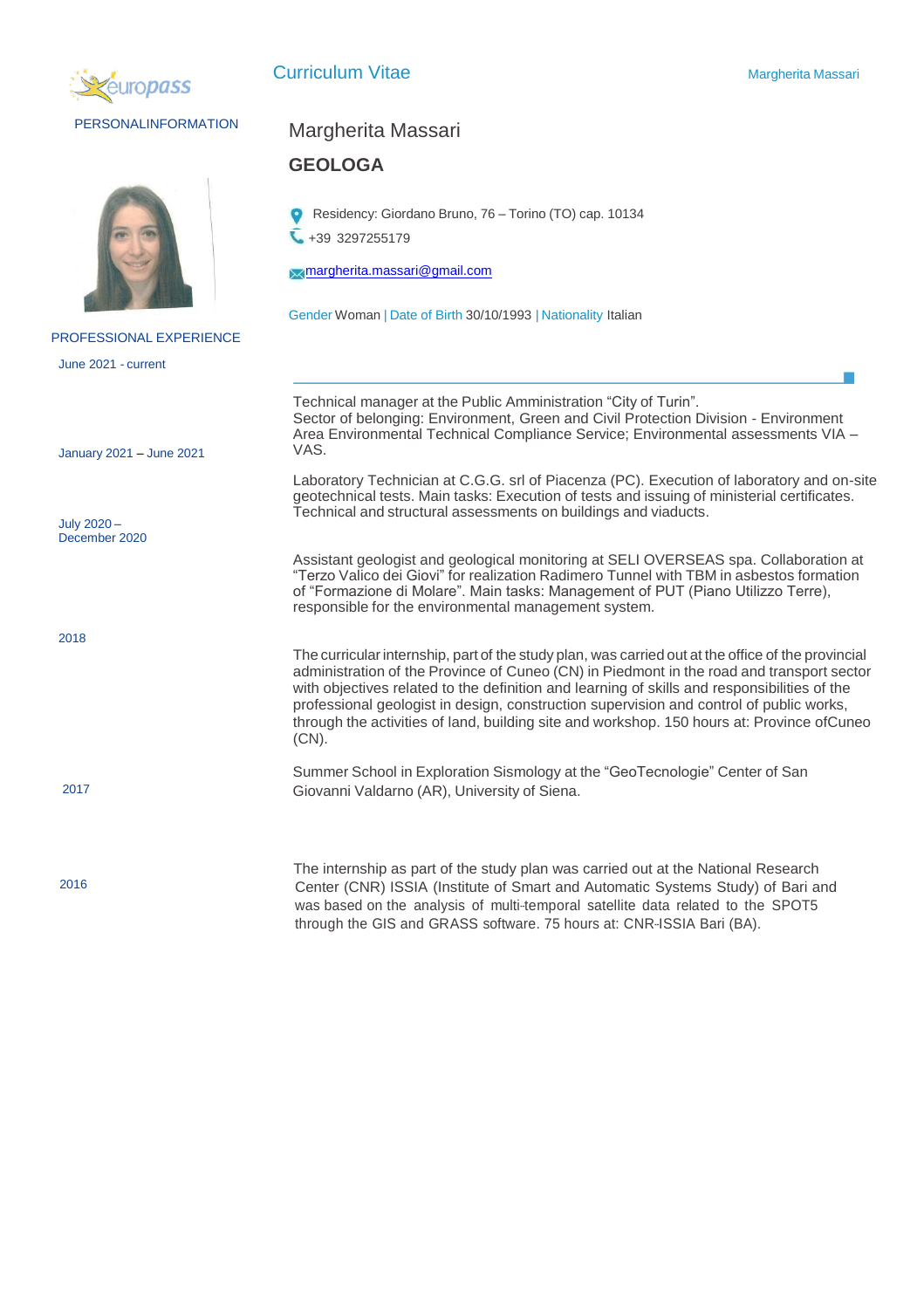europass

# Curriculum Vitae

PERSONALINFORMATION

## Margherita Massari

**GEOLOGA**

Residency: Giordano Bruno, 76 – Torino (TO) cap. 10134

+39 3297255179

margherita.massari@gmail.com

Gender Woman | Date of Birth 30/10/1993 | Nationality Italian

## PROFESSIONAL EXPERIENCE

**June 2021 - current**

Technical manager at the Public Amministration "City of Turin".
Sector of belonging: Environment, Green and Civil Protection Division - Environment Area Environmental Technical Compliance Service; Environmental assessments VIA – VAS.

**January 2021 – June 2021**

Laboratory Technician at C.G.G. srl of Piacenza (PC). Execution of laboratory and on-site geotechnical tests. Main tasks: Execution of tests and issuing of ministerial certificates. Technical and structural assessments on buildings and viaducts.

**July 2020 – December 2020**

Assistant geologist and geological monitoring at SELI OVERSEAS spa. Collaboration at "Terzo Valico dei Giovi" for realization Radimero Tunnel with TBM in asbestos formation of "Formazione di Molare". Main tasks: Management of PUT (Piano Utilizzo Terre), responsible for the environmental management system.

**2018**

The curricular internship, part of the study plan, was carried out at the office of the provincial administration of the Province of Cuneo (CN) in Piedmont in the road and transport sector with objectives related to the definition and learning of skills and responsibilities of the professional geologist in design, construction supervision and control of public works, through the activities of land, building site and workshop. 150 hours at: Province ofCuneo (CN).

**2017**

Summer School in Exploration Sismology at the "GeoTecnologie" Center of San Giovanni Valdarno (AR), University of Siena.

**2016**

The internship as part of the study plan was carried out at the National Research Center (CNR) ISSIA (Institute of Smart and Automatic Systems Study) of Bari and was based on the analysis of multi-temporal satellite data related to the SPOT5 through the GIS and GRASS software. 75 hours at: CNR-ISSIA Bari (BA).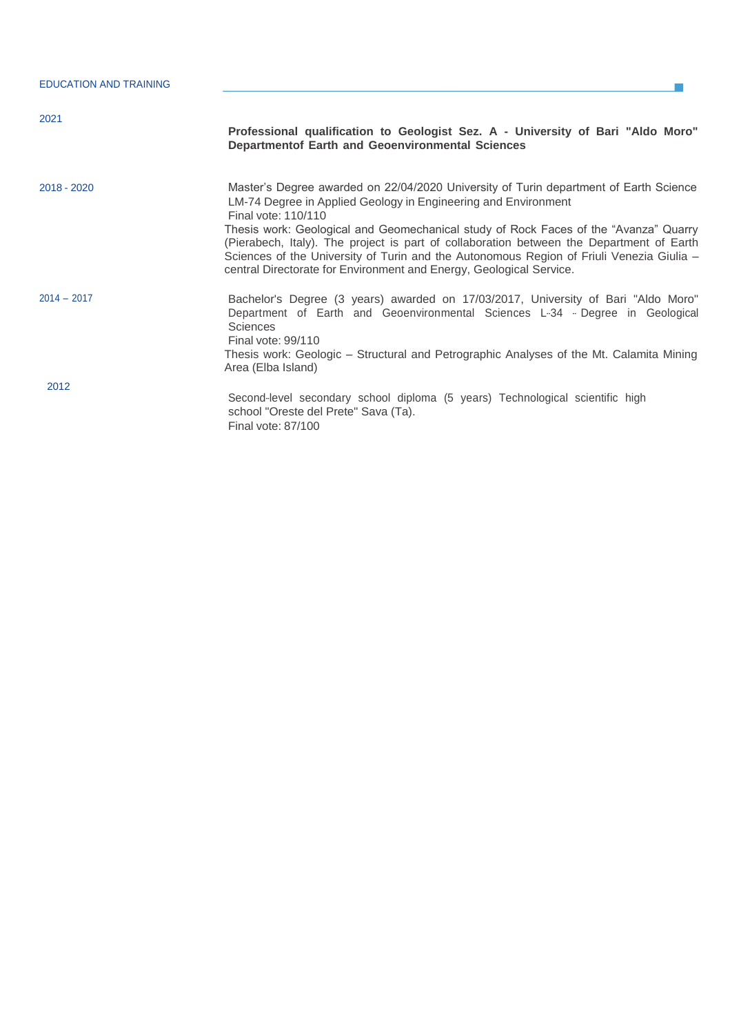## EDUCATION AND TRAINING

2021

**Professional qualification to Geologist Sez. A - University of Bari "Aldo Moro" Departmentof Earth and Geoenvironmental Sciences**

2018 - 2020

Master's Degree awarded on 22/04/2020 University of Turin department of Earth Science
LM-74 Degree in Applied Geology in Engineering and Environment
Final vote: 110/110
Thesis work: Geological and Geomechanical study of Rock Faces of the "Avanza" Quarry (Pierabech, Italy). The project is part of collaboration between the Department of Earth Sciences of the University of Turin and the Autonomous Region of Friuli Venezia Giulia – central Directorate for Environment and Energy, Geological Service.

2014 – 2017

Bachelor's Degree (3 years) awarded on 17/03/2017, University of Bari "Aldo Moro" Department of Earth and Geoenvironmental Sciences L-34 - Degree in Geological Sciences
Final vote: 99/110
Thesis work: Geologic – Structural and Petrographic Analyses of the Mt. Calamita Mining Area (Elba Island)

2012

Second-level secondary school diploma (5 years) Technological scientific high school "Oreste del Prete" Sava (Ta).
Final vote: 87/100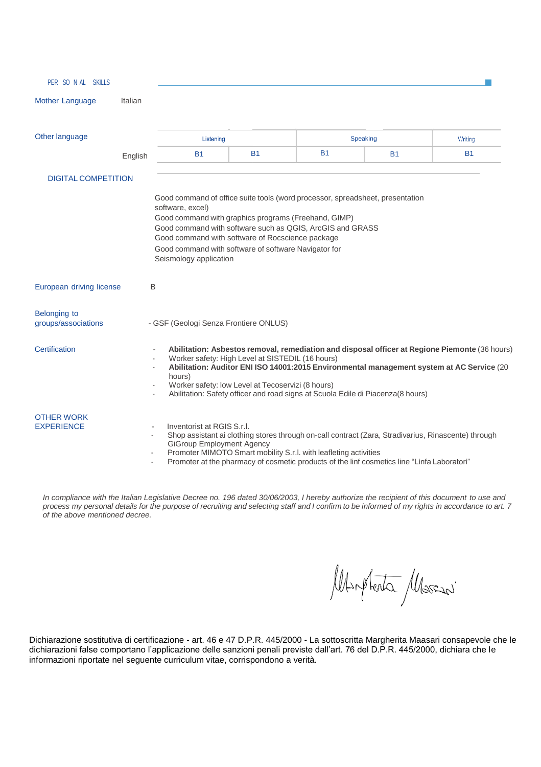## PERSONAL SKILLS

**Mother Language** Italian

**Other language**

| | Listening | | Speaking | | Writing |
|---|---|---|---|---|---|
| English | B1 | B1 | B1 | B1 | B1 |

## DIGITAL COMPETITION

Good command of office suite tools (word processor, spreadsheet, presentation software, excel)
Good command with graphics programs (Freehand, GIMP)
Good command with software such as QGIS, ArcGIS and GRASS
Good command with software of Rocscience package
Good command with software of software Navigator for Seismology application

**European driving license** B

**Belonging to groups/associations**

- GSF (Geologi Senza Frontiere ONLUS)

**Certification**

- **Abilitation: Asbestos removal, remediation and disposal officer at Regione Piemonte** (36 hours)
- Worker safety: High Level at SISTEDIL (16 hours)
- **Abilitation: Auditor ENI ISO 14001:2015 Environmental management system at AC Service** (20 hours)
- Worker safety: low Level at Tecoservizi (8 hours)
- Abilitation: Safety officer and road signs at Scuola Edile di Piacenza(8 hours)

## OTHER WORK EXPERIENCE

- Inventorist at RGIS S.r.l.
- Shop assistant ai clothing stores through on-call contract (Zara, Stradivarius, Rinascente) through GiGroup Employment Agency
- Promoter MIMOTO Smart mobility S.r.l. with leafleting activities
- Promoter at the pharmacy of cosmetic products of the linf cosmetics line “Linfa Laboratori”

*In compliance with the Italian Legislative Decree no. 196 dated 30/06/2003, I hereby authorize the recipient of this document to use and process my personal details for the purpose of recruiting and selecting staff and I confirm to be informed of my rights in accordance to art. 7 of the above mentioned decree.*

Margherita Massari

Dichiarazione sostitutiva di certificazione - art. 46 e 47 D.P.R. 445/2000 - La sottoscritta Margherita Maasari consapevole che le dichiarazioni false comportano l’applicazione delle sanzioni penali previste dall’art. 76 del D.P.R. 445/2000, dichiara che le informazioni riportate nel seguente curriculum vitae, corrispondono a verità.